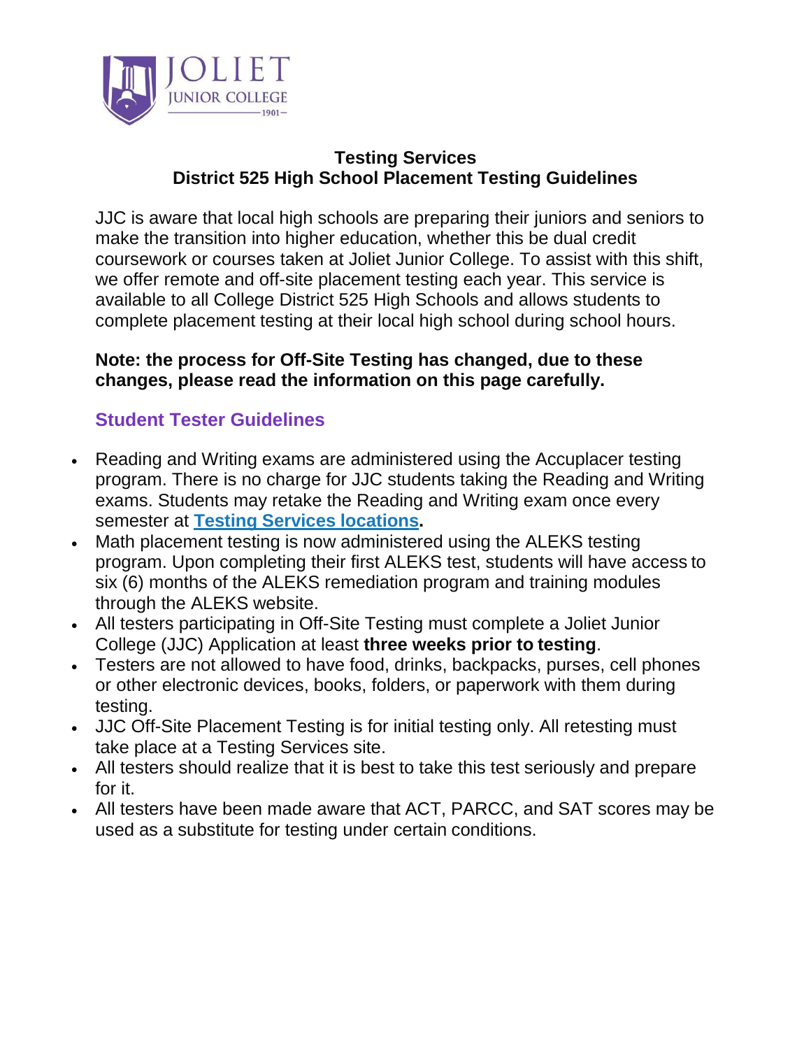# Testing Services
## District 525 High School Placement Testing Guidelines

JJC is aware that local high schools are preparing their juniors and seniors to make the transition into higher education, whether this be dual credit coursework or courses taken at Joliet Junior College. To assist with this shift, we offer remote and off-site placement testing each year. This service is available to all College District 525 High Schools and allows students to complete placement testing at their local high school during school hours.

**Note: the process for Off-Site Testing has changed, due to these changes, please read the information on this page carefully.**

### Student Tester Guidelines

- Reading and Writing exams are administered using the Accuplacer testing program. There is no charge for JJC students taking the Reading and Writing exams. Students may retake the Reading and Writing exam once every semester at **Testing Services locations.**
- Math placement testing is now administered using the ALEKS testing program. Upon completing their first ALEKS test, students will have access to six (6) months of the ALEKS remediation program and training modules through the ALEKS website.
- All testers participating in Off-Site Testing must complete a Joliet Junior College (JJC) Application at least **three weeks prior to testing**.
- Testers are not allowed to have food, drinks, backpacks, purses, cell phones or other electronic devices, books, folders, or paperwork with them during testing.
- JJC Off-Site Placement Testing is for initial testing only. All retesting must take place at a Testing Services site.
- All testers should realize that it is best to take this test seriously and prepare for it.
- All testers have been made aware that ACT, PARCC, and SAT scores may be used as a substitute for testing under certain conditions.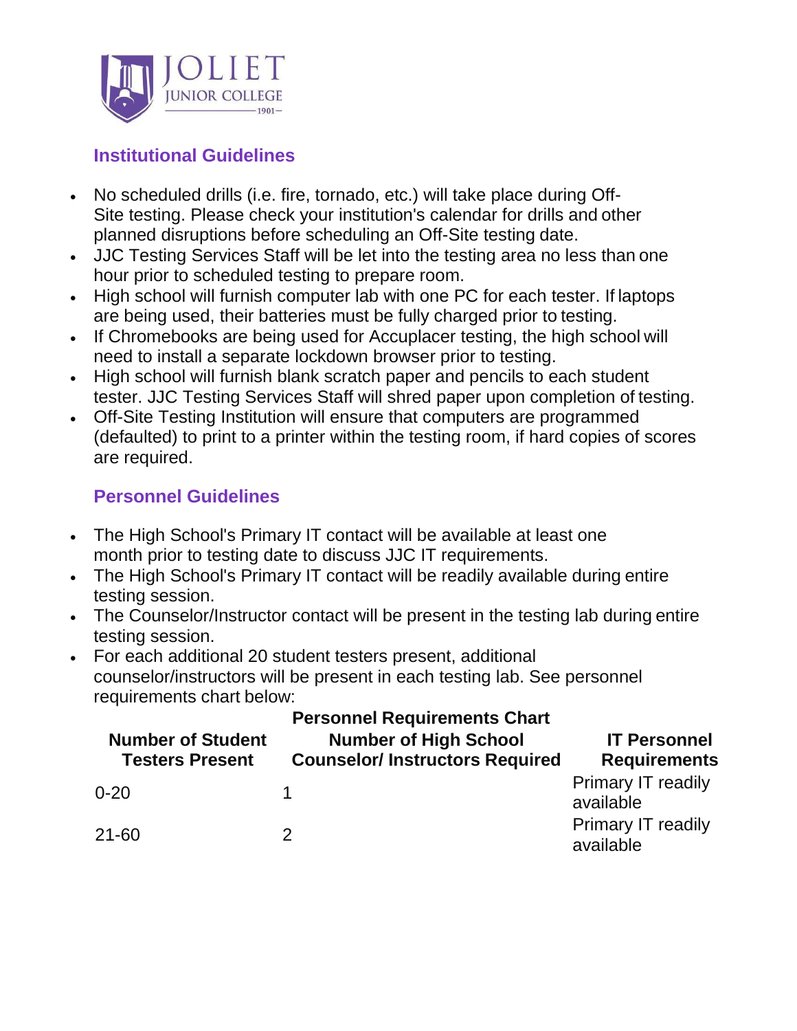## Institutional Guidelines

- No scheduled drills (i.e. fire, tornado, etc.) will take place during Off-Site testing. Please check your institution's calendar for drills and other planned disruptions before scheduling an Off-Site testing date.
- JJC Testing Services Staff will be let into the testing area no less than one hour prior to scheduled testing to prepare room.
- High school will furnish computer lab with one PC for each tester. If laptops are being used, their batteries must be fully charged prior to testing.
- If Chromebooks are being used for Accuplacer testing, the high school will need to install a separate lockdown browser prior to testing.
- High school will furnish blank scratch paper and pencils to each student tester. JJC Testing Services Staff will shred paper upon completion of testing.
- Off-Site Testing Institution will ensure that computers are programmed (defaulted) to print to a printer within the testing room, if hard copies of scores are required.

## Personnel Guidelines

- The High School's Primary IT contact will be available at least one month prior to testing date to discuss JJC IT requirements.
- The High School's Primary IT contact will be readily available during entire testing session.
- The Counselor/Instructor contact will be present in the testing lab during entire testing session.
- For each additional 20 student testers present, additional counselor/instructors will be present in each testing lab. See personnel requirements chart below:

**Personnel Requirements Chart**

| Number of Student Testers Present | Number of High School Counselor/ Instructors Required | IT Personnel Requirements |
|---|---|---|
| 0-20 | 1 | Primary IT readily available |
| 21-60 | 2 | Primary IT readily available |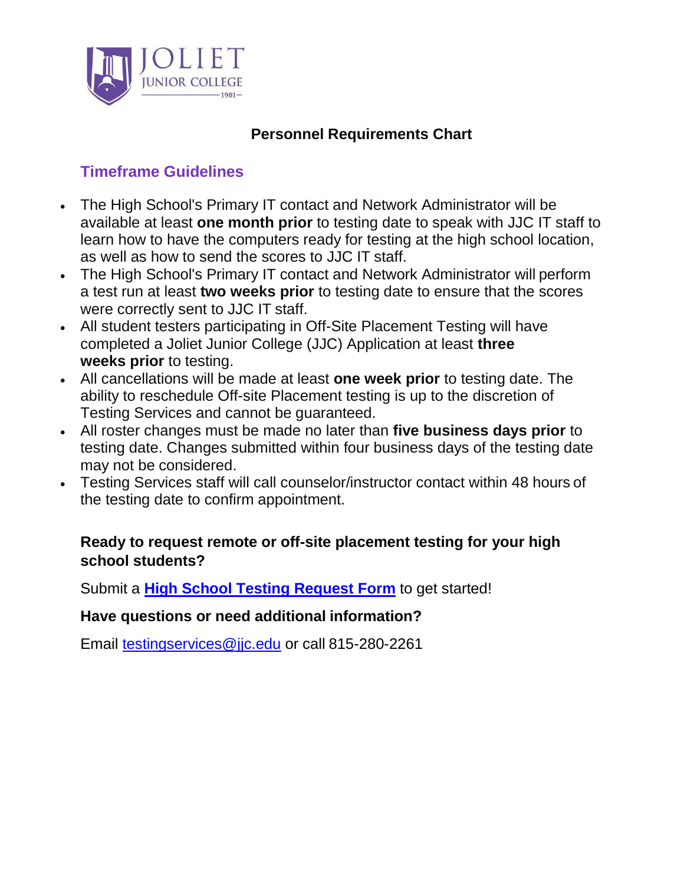## Personnel Requirements Chart

### Timeframe Guidelines

- The High School's Primary IT contact and Network Administrator will be available at least **one month prior** to testing date to speak with JJC IT staff to learn how to have the computers ready for testing at the high school location, as well as how to send the scores to JJC IT staff.
- The High School's Primary IT contact and Network Administrator will perform a test run at least **two weeks prior** to testing date to ensure that the scores were correctly sent to JJC IT staff.
- All student testers participating in Off-Site Placement Testing will have completed a Joliet Junior College (JJC) Application at least **three weeks prior** to testing.
- All cancellations will be made at least **one week prior** to testing date. The ability to reschedule Off-site Placement testing is up to the discretion of Testing Services and cannot be guaranteed.
- All roster changes must be made no later than **five business days prior** to testing date. Changes submitted within four business days of the testing date may not be considered.
- Testing Services staff will call counselor/instructor contact within 48 hours of the testing date to confirm appointment.

**Ready to request remote or off-site placement testing for your high school students?**

Submit a **High School Testing Request Form** to get started!

**Have questions or need additional information?**

Email testingservices@jjc.edu or call 815-280-2261